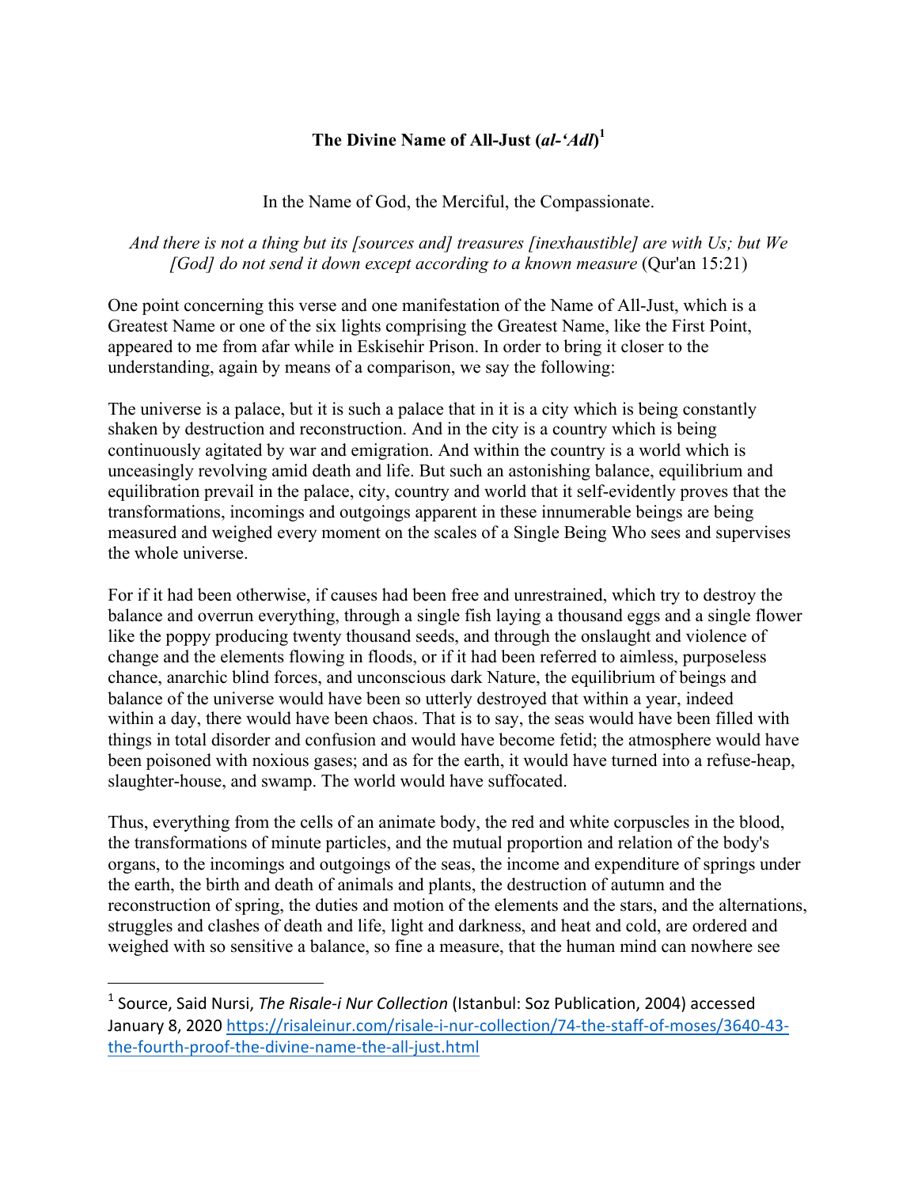# The Divine Name of All-Just (*al-'Adl*)[1]

In the Name of God, the Merciful, the Compassionate.

*And there is not a thing but its [sources and] treasures [inexhaustible] are with Us; but We [God] do not send it down except according to a known measure* (Qur'an 15:21)

One point concerning this verse and one manifestation of the Name of All-Just, which is a Greatest Name or one of the six lights comprising the Greatest Name, like the First Point, appeared to me from afar while in Eskisehir Prison. In order to bring it closer to the understanding, again by means of a comparison, we say the following:

The universe is a palace, but it is such a palace that in it is a city which is being constantly shaken by destruction and reconstruction. And in the city is a country which is being continuously agitated by war and emigration. And within the country is a world which is unceasingly revolving amid death and life. But such an astonishing balance, equilibrium and equilibration prevail in the palace, city, country and world that it self-evidently proves that the transformations, incomings and outgoings apparent in these innumerable beings are being measured and weighed every moment on the scales of a Single Being Who sees and supervises the whole universe.

For if it had been otherwise, if causes had been free and unrestrained, which try to destroy the balance and overrun everything, through a single fish laying a thousand eggs and a single flower like the poppy producing twenty thousand seeds, and through the onslaught and violence of change and the elements flowing in floods, or if it had been referred to aimless, purposeless chance, anarchic blind forces, and unconscious dark Nature, the equilibrium of beings and balance of the universe would have been so utterly destroyed that within a year, indeed within a day, there would have been chaos. That is to say, the seas would have been filled with things in total disorder and confusion and would have become fetid; the atmosphere would have been poisoned with noxious gases; and as for the earth, it would have turned into a refuse-heap, slaughter-house, and swamp. The world would have suffocated.

Thus, everything from the cells of an animate body, the red and white corpuscles in the blood, the transformations of minute particles, and the mutual proportion and relation of the body's organs, to the incomings and outgoings of the seas, the income and expenditure of springs under the earth, the birth and death of animals and plants, the destruction of autumn and the reconstruction of spring, the duties and motion of the elements and the stars, and the alternations, struggles and clashes of death and life, light and darkness, and heat and cold, are ordered and weighed with so sensitive a balance, so fine a measure, that the human mind can nowhere see

---

[1] Source, Said Nursi, *The Risale-i Nur Collection* (Istanbul: Soz Publication, 2004) accessed January 8, 2020 https://risaleinur.com/risale-i-nur-collection/74-the-staff-of-moses/3640-43-the-fourth-proof-the-divine-name-the-all-just.html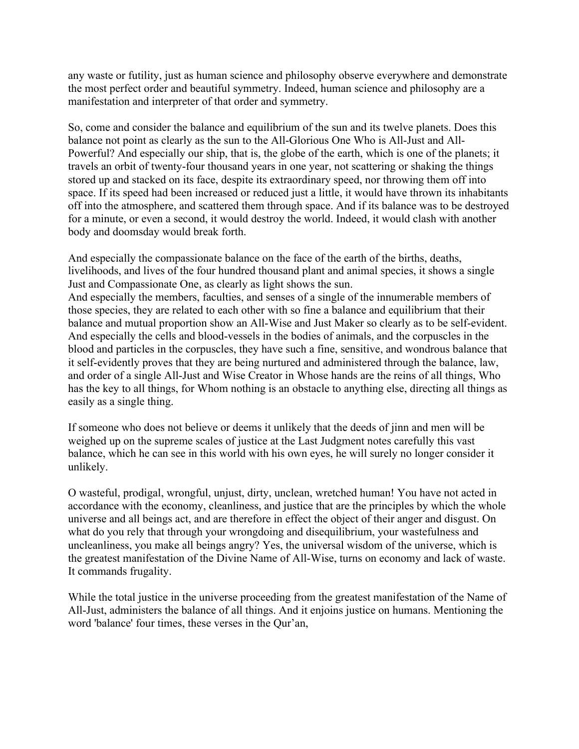any waste or futility, just as human science and philosophy observe everywhere and demonstrate the most perfect order and beautiful symmetry. Indeed, human science and philosophy are a manifestation and interpreter of that order and symmetry.

So, come and consider the balance and equilibrium of the sun and its twelve planets. Does this balance not point as clearly as the sun to the All-Glorious One Who is All-Just and All-Powerful? And especially our ship, that is, the globe of the earth, which is one of the planets; it travels an orbit of twenty-four thousand years in one year, not scattering or shaking the things stored up and stacked on its face, despite its extraordinary speed, nor throwing them off into space. If its speed had been increased or reduced just a little, it would have thrown its inhabitants off into the atmosphere, and scattered them through space. And if its balance was to be destroyed for a minute, or even a second, it would destroy the world. Indeed, it would clash with another body and doomsday would break forth.

And especially the compassionate balance on the face of the earth of the births, deaths, livelihoods, and lives of the four hundred thousand plant and animal species, it shows a single Just and Compassionate One, as clearly as light shows the sun.

And especially the members, faculties, and senses of a single of the innumerable members of those species, they are related to each other with so fine a balance and equilibrium that their balance and mutual proportion show an All-Wise and Just Maker so clearly as to be self-evident. And especially the cells and blood-vessels in the bodies of animals, and the corpuscles in the blood and particles in the corpuscles, they have such a fine, sensitive, and wondrous balance that it self-evidently proves that they are being nurtured and administered through the balance, law, and order of a single All-Just and Wise Creator in Whose hands are the reins of all things, Who has the key to all things, for Whom nothing is an obstacle to anything else, directing all things as easily as a single thing.

If someone who does not believe or deems it unlikely that the deeds of jinn and men will be weighed up on the supreme scales of justice at the Last Judgment notes carefully this vast balance, which he can see in this world with his own eyes, he will surely no longer consider it unlikely.

O wasteful, prodigal, wrongful, unjust, dirty, unclean, wretched human! You have not acted in accordance with the economy, cleanliness, and justice that are the principles by which the whole universe and all beings act, and are therefore in effect the object of their anger and disgust. On what do you rely that through your wrongdoing and disequilibrium, your wastefulness and uncleanliness, you make all beings angry? Yes, the universal wisdom of the universe, which is the greatest manifestation of the Divine Name of All-Wise, turns on economy and lack of waste. It commands frugality.

While the total justice in the universe proceeding from the greatest manifestation of the Name of All-Just, administers the balance of all things. And it enjoins justice on humans. Mentioning the word 'balance' four times, these verses in the Qur'an,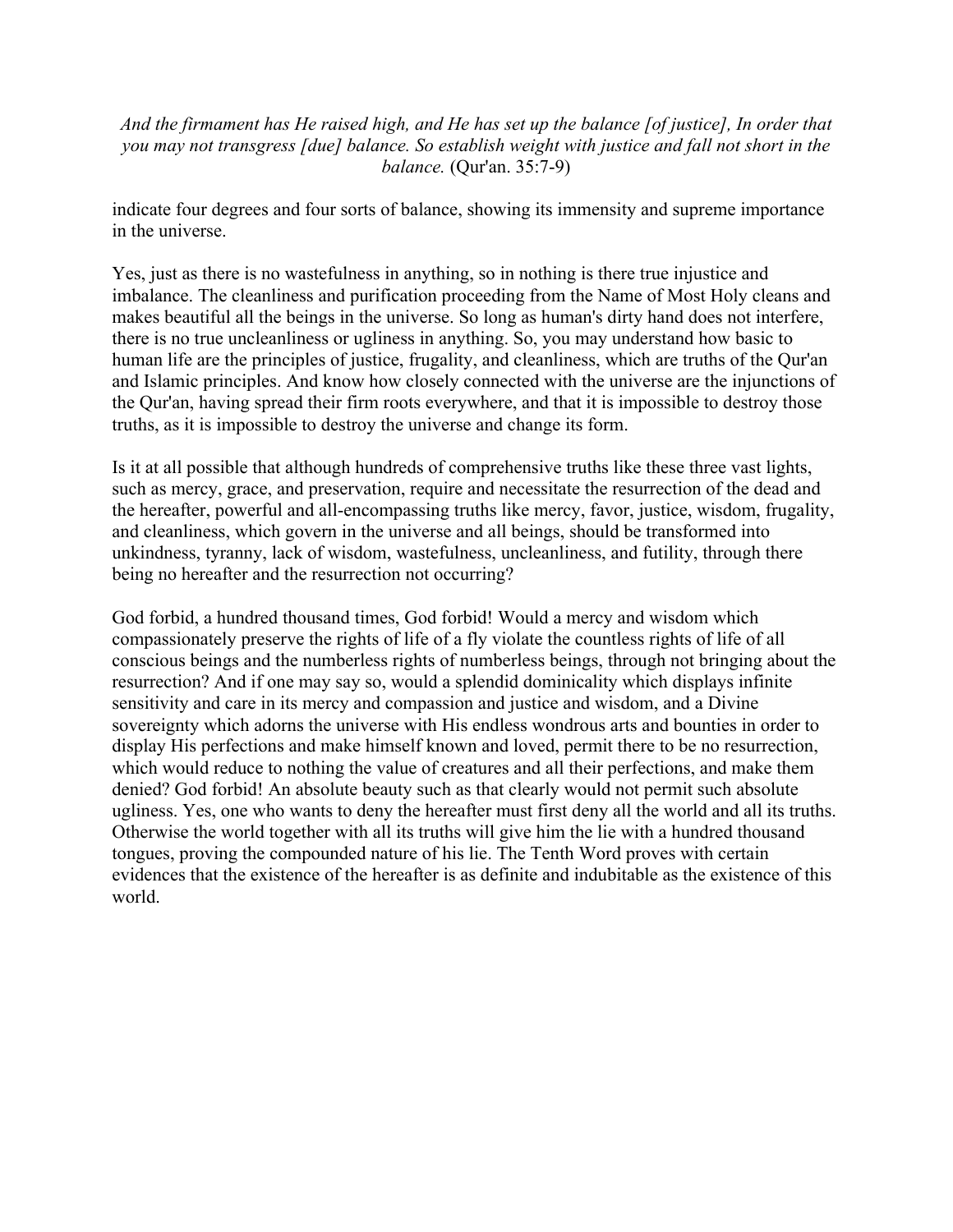*And the firmament has He raised high, and He has set up the balance [of justice], In order that you may not transgress [due] balance. So establish weight with justice and fall not short in the balance.* (Qur'an. 35:7-9)

indicate four degrees and four sorts of balance, showing its immensity and supreme importance in the universe.

Yes, just as there is no wastefulness in anything, so in nothing is there true injustice and imbalance. The cleanliness and purification proceeding from the Name of Most Holy cleans and makes beautiful all the beings in the universe. So long as human's dirty hand does not interfere, there is no true uncleanliness or ugliness in anything. So, you may understand how basic to human life are the principles of justice, frugality, and cleanliness, which are truths of the Qur'an and Islamic principles. And know how closely connected with the universe are the injunctions of the Qur'an, having spread their firm roots everywhere, and that it is impossible to destroy those truths, as it is impossible to destroy the universe and change its form.

Is it at all possible that although hundreds of comprehensive truths like these three vast lights, such as mercy, grace, and preservation, require and necessitate the resurrection of the dead and the hereafter, powerful and all-encompassing truths like mercy, favor, justice, wisdom, frugality, and cleanliness, which govern in the universe and all beings, should be transformed into unkindness, tyranny, lack of wisdom, wastefulness, uncleanliness, and futility, through there being no hereafter and the resurrection not occurring?

God forbid, a hundred thousand times, God forbid! Would a mercy and wisdom which compassionately preserve the rights of life of a fly violate the countless rights of life of all conscious beings and the numberless rights of numberless beings, through not bringing about the resurrection? And if one may say so, would a splendid dominicality which displays infinite sensitivity and care in its mercy and compassion and justice and wisdom, and a Divine sovereignty which adorns the universe with His endless wondrous arts and bounties in order to display His perfections and make himself known and loved, permit there to be no resurrection, which would reduce to nothing the value of creatures and all their perfections, and make them denied? God forbid! An absolute beauty such as that clearly would not permit such absolute ugliness. Yes, one who wants to deny the hereafter must first deny all the world and all its truths. Otherwise the world together with all its truths will give him the lie with a hundred thousand tongues, proving the compounded nature of his lie. The Tenth Word proves with certain evidences that the existence of the hereafter is as definite and indubitable as the existence of this world.